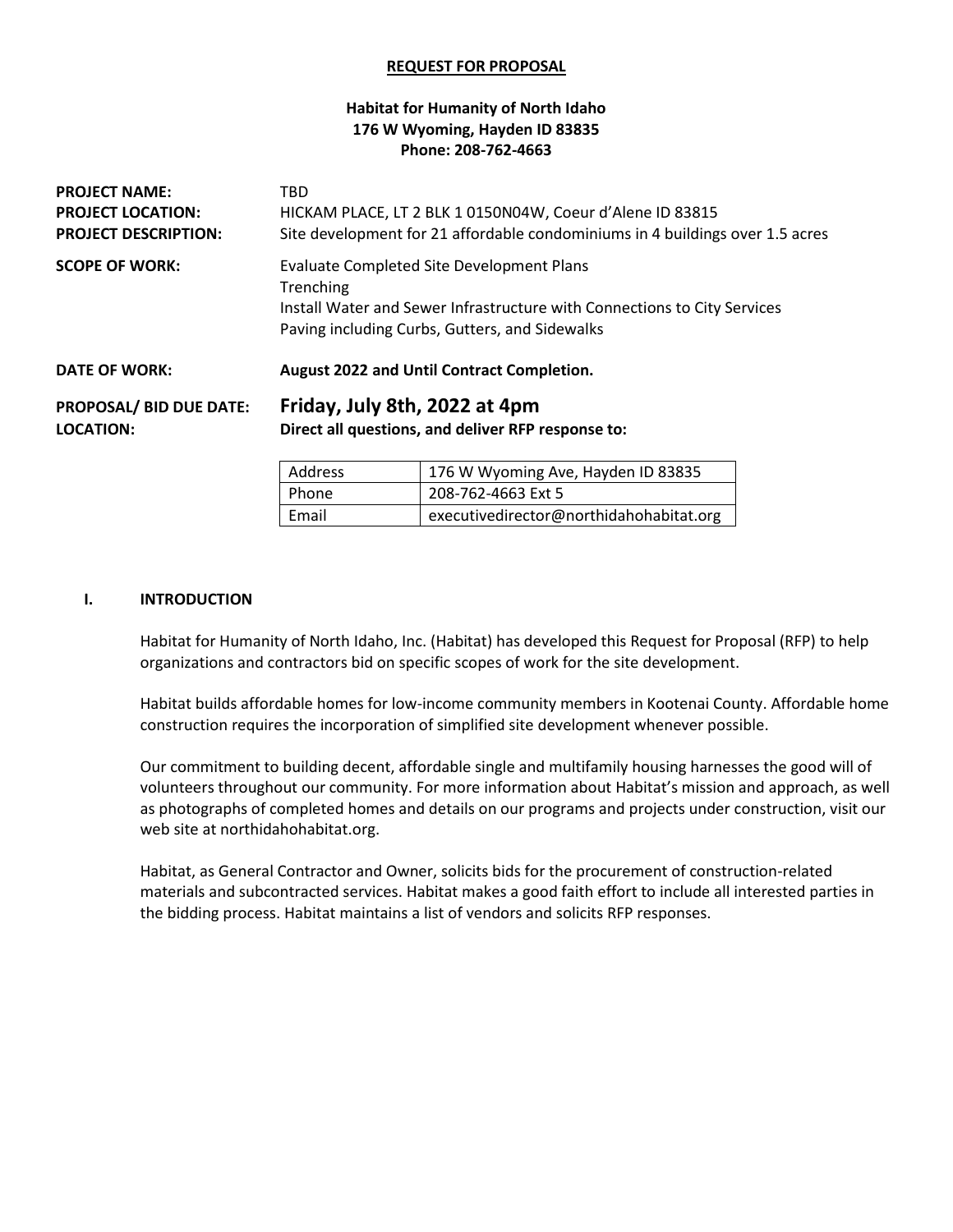**REQUEST FOR PROPOSAL**

**Habitat for Humanity of North Idaho**
**176 W Wyoming, Hayden ID 83835**
**Phone: 208-762-4663**

**PROJECT NAME:** TBD
**PROJECT LOCATION:** HICKAM PLACE, LT 2 BLK 1 0150N04W, Coeur d'Alene ID 83815
**PROJECT DESCRIPTION:** Site development for 21 affordable condominiums in 4 buildings over 1.5 acres

**SCOPE OF WORK:**
Evaluate Completed Site Development Plans
Trenching
Install Water and Sewer Infrastructure with Connections to City Services
Paving including Curbs, Gutters, and Sidewalks

**DATE OF WORK:** **August 2022 and Until Contract Completion.**

**PROPOSAL/ BID DUE DATE:** **Friday, July 8th, 2022 at 4pm**
**LOCATION:** **Direct all questions, and deliver RFP response to:**

| Address | 176 W Wyoming Ave, Hayden ID 83835 |
|---|---|
| Phone | 208-762-4663 Ext 5 |
| Email | executivedirector@northidahohabitat.org |

## I. INTRODUCTION

Habitat for Humanity of North Idaho, Inc. (Habitat) has developed this Request for Proposal (RFP) to help organizations and contractors bid on specific scopes of work for the site development.

Habitat builds affordable homes for low-income community members in Kootenai County. Affordable home construction requires the incorporation of simplified site development whenever possible.

Our commitment to building decent, affordable single and multifamily housing harnesses the good will of volunteers throughout our community. For more information about Habitat's mission and approach, as well as photographs of completed homes and details on our programs and projects under construction, visit our web site at northidahohabitat.org.

Habitat, as General Contractor and Owner, solicits bids for the procurement of construction-related materials and subcontracted services. Habitat makes a good faith effort to include all interested parties in the bidding process. Habitat maintains a list of vendors and solicits RFP responses.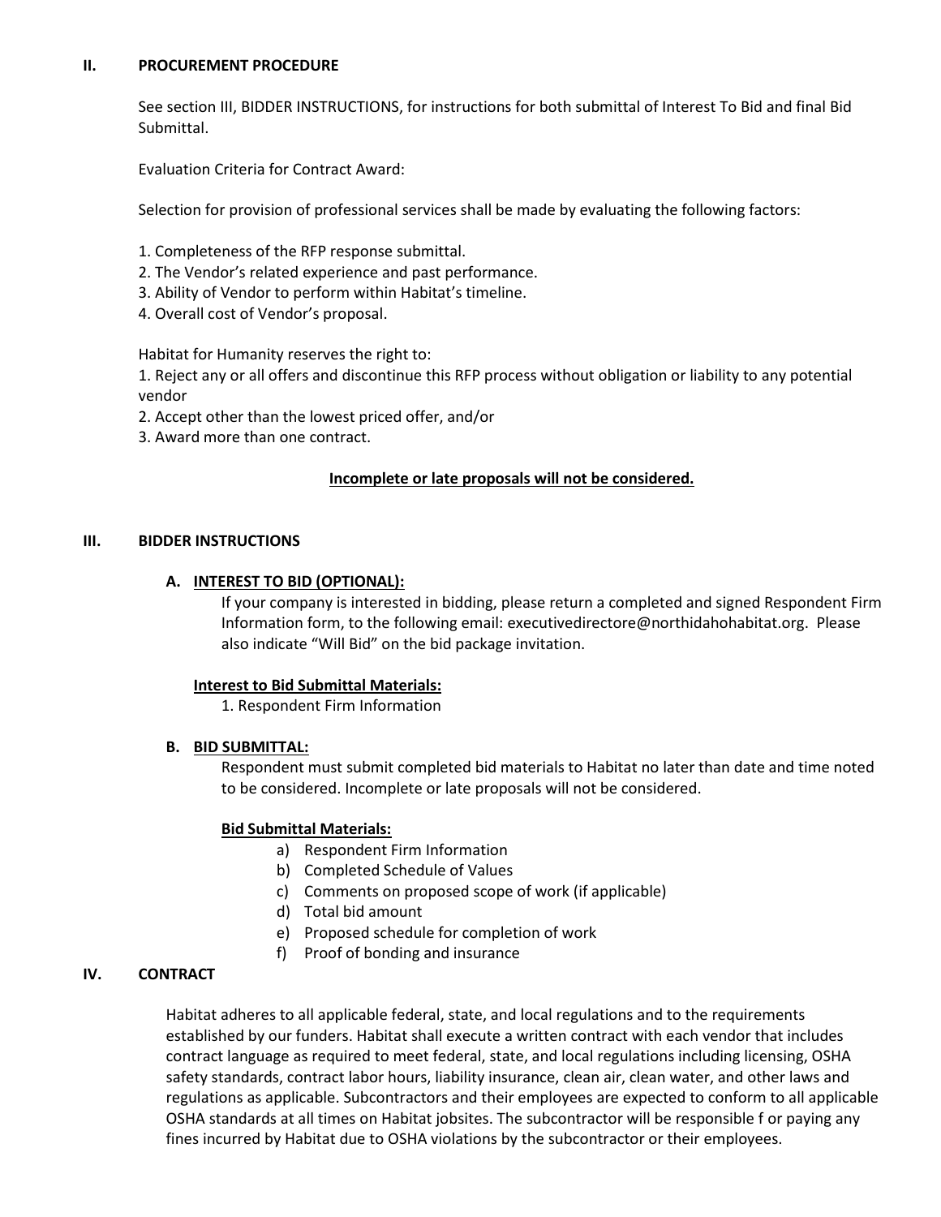## II. PROCUREMENT PROCEDURE

See section III, BIDDER INSTRUCTIONS, for instructions for both submittal of Interest To Bid and final Bid Submittal.

Evaluation Criteria for Contract Award:

Selection for provision of professional services shall be made by evaluating the following factors:

1. Completeness of the RFP response submittal.
2. The Vendor's related experience and past performance.
3. Ability of Vendor to perform within Habitat's timeline.
4. Overall cost of Vendor's proposal.

Habitat for Humanity reserves the right to:
1. Reject any or all offers and discontinue this RFP process without obligation or liability to any potential vendor
2. Accept other than the lowest priced offer, and/or
3. Award more than one contract.

**Incomplete or late proposals will not be considered.**

## III. BIDDER INSTRUCTIONS

### A. INTEREST TO BID (OPTIONAL):

If your company is interested in bidding, please return a completed and signed Respondent Firm Information form, to the following email: executivedirectore@northidahohabitat.org. Please also indicate "Will Bid" on the bid package invitation.

**Interest to Bid Submittal Materials:**

1. Respondent Firm Information

### B. BID SUBMITTAL:

Respondent must submit completed bid materials to Habitat no later than date and time noted to be considered. Incomplete or late proposals will not be considered.

**Bid Submittal Materials:**

a) Respondent Firm Information
b) Completed Schedule of Values
c) Comments on proposed scope of work (if applicable)
d) Total bid amount
e) Proposed schedule for completion of work
f) Proof of bonding and insurance

## IV. CONTRACT

Habitat adheres to all applicable federal, state, and local regulations and to the requirements established by our funders. Habitat shall execute a written contract with each vendor that includes contract language as required to meet federal, state, and local regulations including licensing, OSHA safety standards, contract labor hours, liability insurance, clean air, clean water, and other laws and regulations as applicable. Subcontractors and their employees are expected to conform to all applicable OSHA standards at all times on Habitat jobsites. The subcontractor will be responsible f or paying any fines incurred by Habitat due to OSHA violations by the subcontractor or their employees.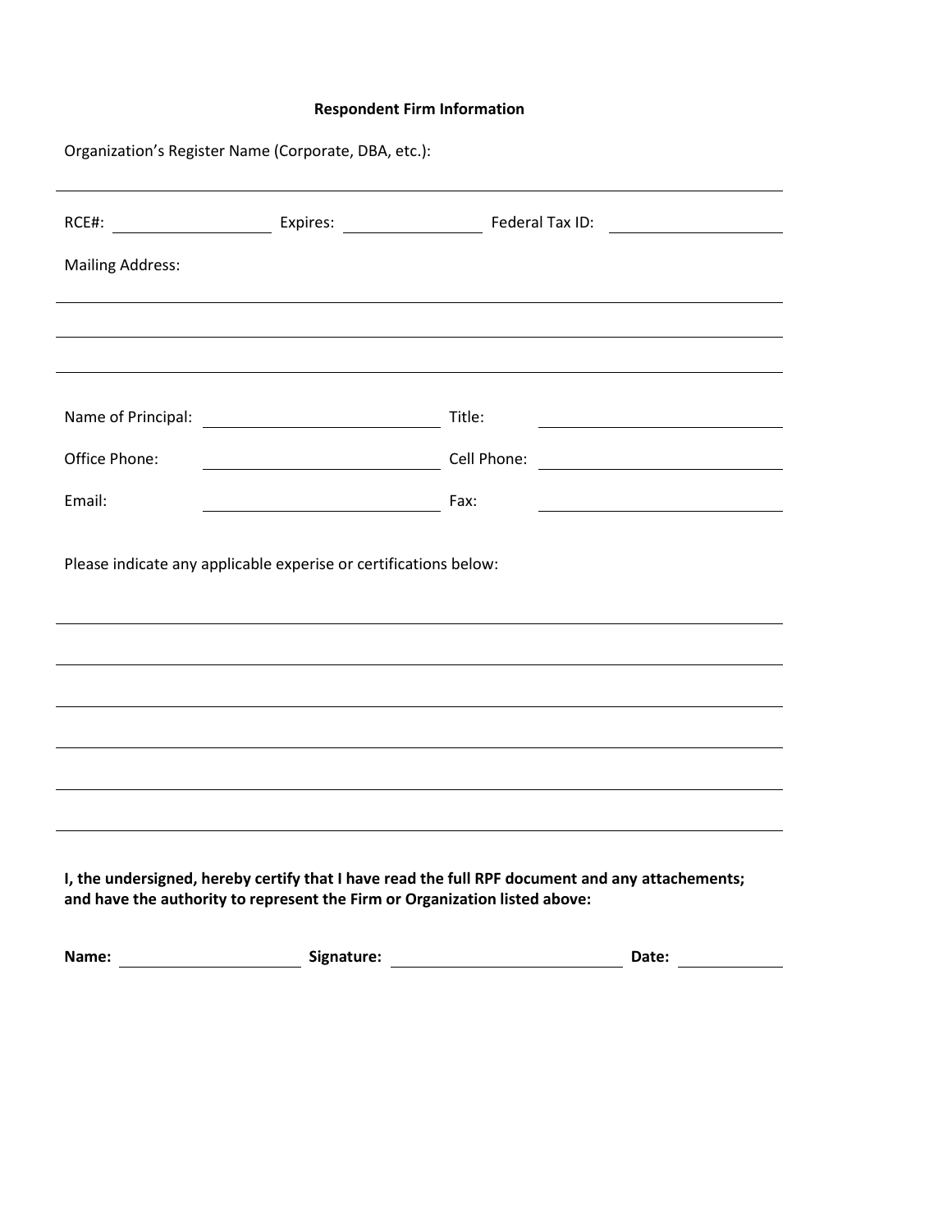**Respondent Firm Information**

Organization's Register Name (Corporate, DBA, etc.):

\_\_\_\_\_\_\_\_\_\_\_\_\_\_\_\_\_\_\_\_\_\_\_\_\_\_\_\_\_\_\_\_\_\_\_\_\_\_\_\_\_\_\_\_\_\_\_\_\_\_\_\_\_\_\_\_\_\_\_\_\_\_

RCE#: \_\_\_\_\_\_\_\_\_\_\_\_\_\_\_\_ Expires: \_\_\_\_\_\_\_\_\_\_\_\_\_\_\_\_ Federal Tax ID: \_\_\_\_\_\_\_\_\_\_\_\_\_\_\_\_

Mailing Address:

\_\_\_\_\_\_\_\_\_\_\_\_\_\_\_\_\_\_\_\_\_\_\_\_\_\_\_\_\_\_\_\_\_\_\_\_\_\_\_\_\_\_\_\_\_\_\_\_\_\_\_\_\_\_\_\_\_\_\_\_\_\_

\_\_\_\_\_\_\_\_\_\_\_\_\_\_\_\_\_\_\_\_\_\_\_\_\_\_\_\_\_\_\_\_\_\_\_\_\_\_\_\_\_\_\_\_\_\_\_\_\_\_\_\_\_\_\_\_\_\_\_\_\_\_

\_\_\_\_\_\_\_\_\_\_\_\_\_\_\_\_\_\_\_\_\_\_\_\_\_\_\_\_\_\_\_\_\_\_\_\_\_\_\_\_\_\_\_\_\_\_\_\_\_\_\_\_\_\_\_\_\_\_\_\_\_\_

Name of Principal: \_\_\_\_\_\_\_\_\_\_\_\_\_\_\_\_\_\_\_\_ Title: \_\_\_\_\_\_\_\_\_\_\_\_\_\_\_\_\_\_\_\_

Office Phone: \_\_\_\_\_\_\_\_\_\_\_\_\_\_\_\_\_\_\_\_ Cell Phone: \_\_\_\_\_\_\_\_\_\_\_\_\_\_\_\_\_\_\_\_

Email: \_\_\_\_\_\_\_\_\_\_\_\_\_\_\_\_\_\_\_\_ Fax: \_\_\_\_\_\_\_\_\_\_\_\_\_\_\_\_\_\_\_\_

Please indicate any applicable experise or certifications below:

\_\_\_\_\_\_\_\_\_\_\_\_\_\_\_\_\_\_\_\_\_\_\_\_\_\_\_\_\_\_\_\_\_\_\_\_\_\_\_\_\_\_\_\_\_\_\_\_\_\_\_\_\_\_\_\_\_\_\_\_\_\_

\_\_\_\_\_\_\_\_\_\_\_\_\_\_\_\_\_\_\_\_\_\_\_\_\_\_\_\_\_\_\_\_\_\_\_\_\_\_\_\_\_\_\_\_\_\_\_\_\_\_\_\_\_\_\_\_\_\_\_\_\_\_

\_\_\_\_\_\_\_\_\_\_\_\_\_\_\_\_\_\_\_\_\_\_\_\_\_\_\_\_\_\_\_\_\_\_\_\_\_\_\_\_\_\_\_\_\_\_\_\_\_\_\_\_\_\_\_\_\_\_\_\_\_\_

\_\_\_\_\_\_\_\_\_\_\_\_\_\_\_\_\_\_\_\_\_\_\_\_\_\_\_\_\_\_\_\_\_\_\_\_\_\_\_\_\_\_\_\_\_\_\_\_\_\_\_\_\_\_\_\_\_\_\_\_\_\_

\_\_\_\_\_\_\_\_\_\_\_\_\_\_\_\_\_\_\_\_\_\_\_\_\_\_\_\_\_\_\_\_\_\_\_\_\_\_\_\_\_\_\_\_\_\_\_\_\_\_\_\_\_\_\_\_\_\_\_\_\_\_

\_\_\_\_\_\_\_\_\_\_\_\_\_\_\_\_\_\_\_\_\_\_\_\_\_\_\_\_\_\_\_\_\_\_\_\_\_\_\_\_\_\_\_\_\_\_\_\_\_\_\_\_\_\_\_\_\_\_\_\_\_\_

**I, the undersigned, hereby certify that I have read the full RPF document and any attachements; and have the authority to represent the Firm or Organization listed above:**

**Name:** \_\_\_\_\_\_\_\_\_\_\_\_\_\_\_\_ **Signature:** \_\_\_\_\_\_\_\_\_\_\_\_\_\_\_\_\_\_\_\_ **Date:** \_\_\_\_\_\_\_\_\_\_